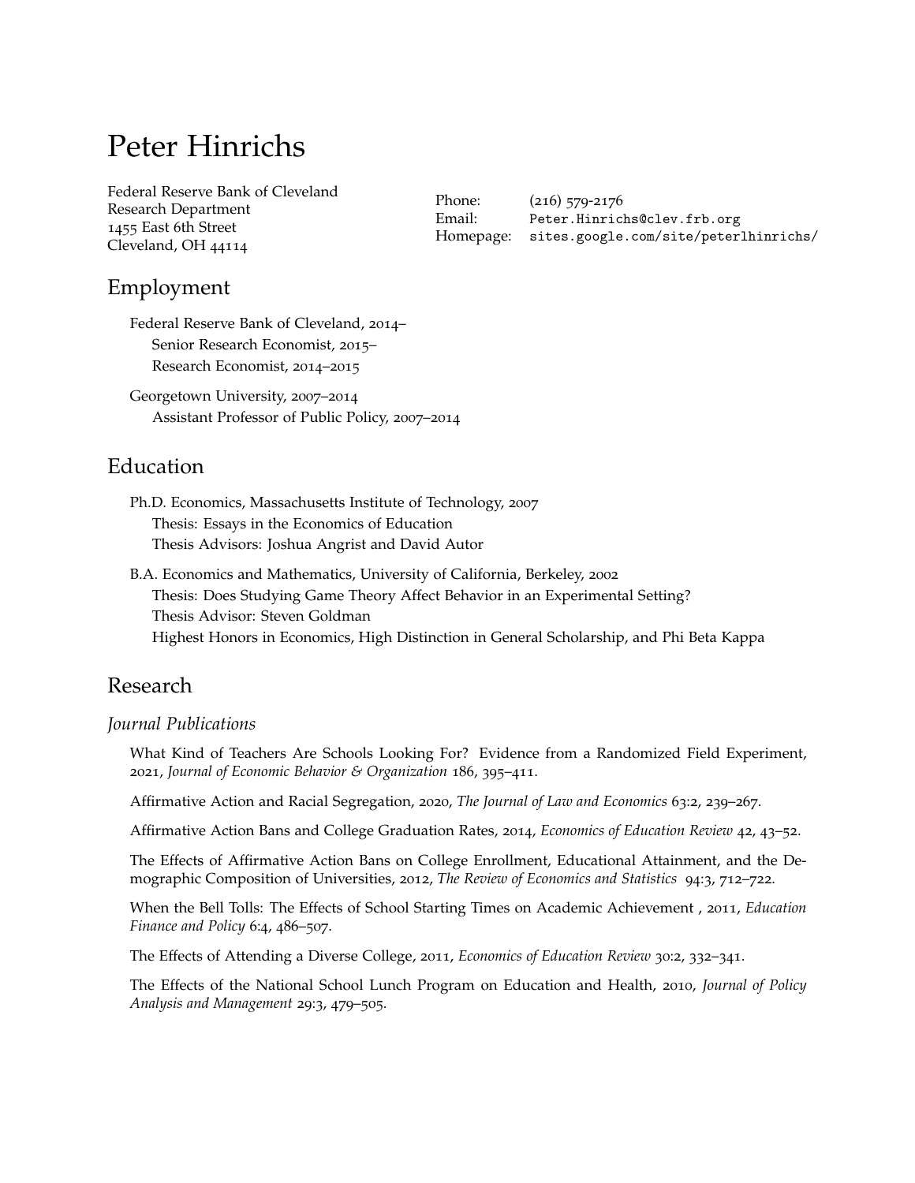# Peter Hinrichs

Federal Reserve Bank of Cleveland
Research Department
1455 East 6th Street
Cleveland, OH 44114

Phone: (216) 579-2176
Email: Peter.Hinrichs@clev.frb.org
Homepage: sites.google.com/site/peterlhinrichs/

## Employment

Federal Reserve Bank of Cleveland, 2014–
Senior Research Economist, 2015–
Research Economist, 2014–2015

Georgetown University, 2007–2014
Assistant Professor of Public Policy, 2007–2014

## Education

Ph.D. Economics, Massachusetts Institute of Technology, 2007
Thesis: Essays in the Economics of Education
Thesis Advisors: Joshua Angrist and David Autor

B.A. Economics and Mathematics, University of California, Berkeley, 2002
Thesis: Does Studying Game Theory Affect Behavior in an Experimental Setting?
Thesis Advisor: Steven Goldman
Highest Honors in Economics, High Distinction in General Scholarship, and Phi Beta Kappa

## Research

### *Journal Publications*

What Kind of Teachers Are Schools Looking For? Evidence from a Randomized Field Experiment, 2021, *Journal of Economic Behavior & Organization* 186, 395–411.

Affirmative Action and Racial Segregation, 2020, *The Journal of Law and Economics* 63:2, 239–267.

Affirmative Action Bans and College Graduation Rates, 2014, *Economics of Education Review* 42, 43–52.

The Effects of Affirmative Action Bans on College Enrollment, Educational Attainment, and the Demographic Composition of Universities, 2012, *The Review of Economics and Statistics* 94:3, 712–722.

When the Bell Tolls: The Effects of School Starting Times on Academic Achievement , 2011, *Education Finance and Policy* 6:4, 486–507.

The Effects of Attending a Diverse College, 2011, *Economics of Education Review* 30:2, 332–341.

The Effects of the National School Lunch Program on Education and Health, 2010, *Journal of Policy Analysis and Management* 29:3, 479–505.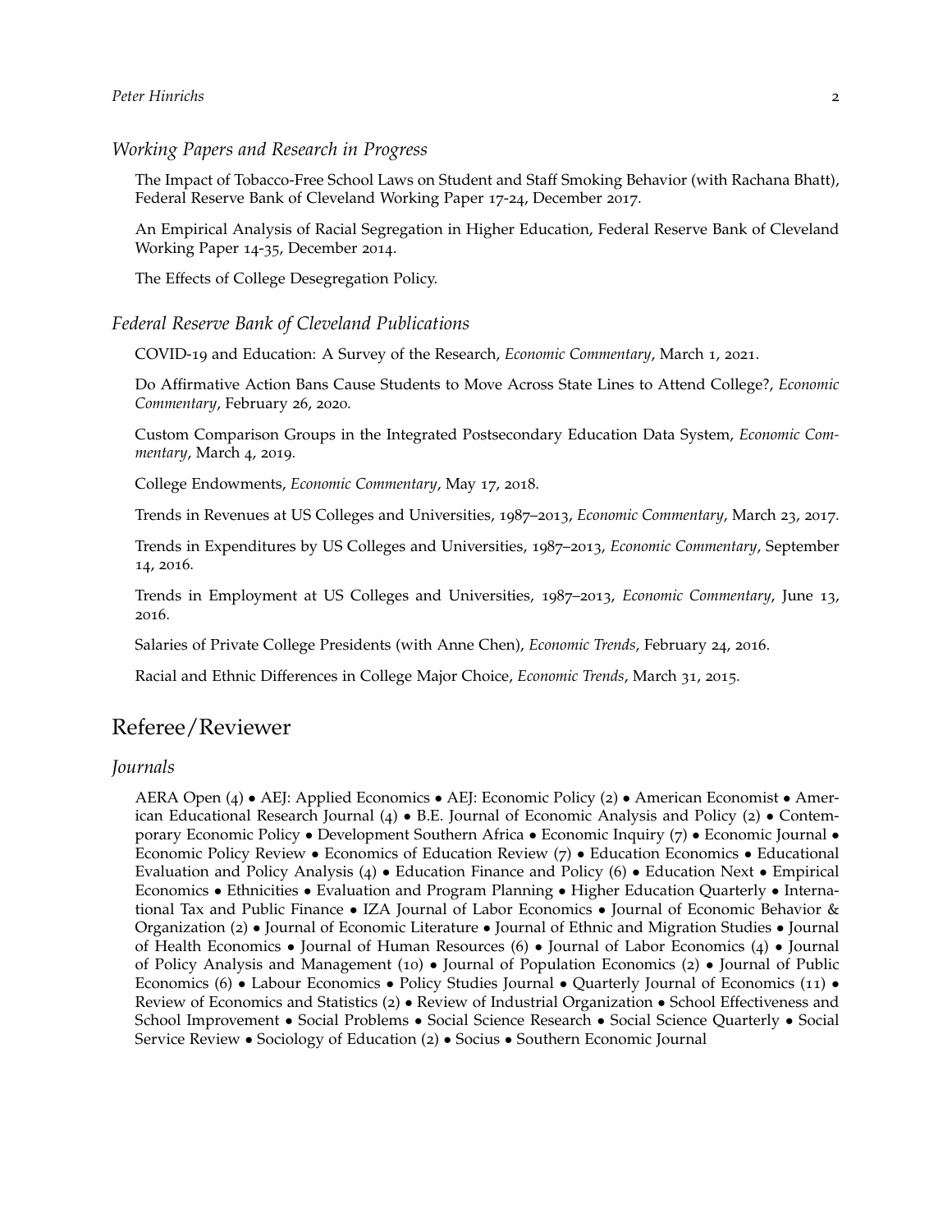### *Working Papers and Research in Progress*

The Impact of Tobacco-Free School Laws on Student and Staff Smoking Behavior (with Rachana Bhatt), Federal Reserve Bank of Cleveland Working Paper 17-24, December 2017.

An Empirical Analysis of Racial Segregation in Higher Education, Federal Reserve Bank of Cleveland Working Paper 14-35, December 2014.

The Effects of College Desegregation Policy.

### *Federal Reserve Bank of Cleveland Publications*

COVID-19 and Education: A Survey of the Research, *Economic Commentary*, March 1, 2021.

Do Affirmative Action Bans Cause Students to Move Across State Lines to Attend College?, *Economic Commentary*, February 26, 2020.

Custom Comparison Groups in the Integrated Postsecondary Education Data System, *Economic Commentary*, March 4, 2019.

College Endowments, *Economic Commentary*, May 17, 2018.

Trends in Revenues at US Colleges and Universities, 1987–2013, *Economic Commentary*, March 23, 2017.

Trends in Expenditures by US Colleges and Universities, 1987–2013, *Economic Commentary*, September 14, 2016.

Trends in Employment at US Colleges and Universities, 1987–2013, *Economic Commentary*, June 13, 2016.

Salaries of Private College Presidents (with Anne Chen), *Economic Trends*, February 24, 2016.

Racial and Ethnic Differences in College Major Choice, *Economic Trends*, March 31, 2015.

## Referee/Reviewer

### *Journals*

AERA Open (4) • AEJ: Applied Economics • AEJ: Economic Policy (2) • American Economist • American Educational Research Journal (4) • B.E. Journal of Economic Analysis and Policy (2) • Contemporary Economic Policy • Development Southern Africa • Economic Inquiry (7) • Economic Journal • Economic Policy Review • Economics of Education Review (7) • Education Economics • Educational Evaluation and Policy Analysis (4) • Education Finance and Policy (6) • Education Next • Empirical Economics • Ethnicities • Evaluation and Program Planning • Higher Education Quarterly • International Tax and Public Finance • IZA Journal of Labor Economics • Journal of Economic Behavior & Organization (2) • Journal of Economic Literature • Journal of Ethnic and Migration Studies • Journal of Health Economics • Journal of Human Resources (6) • Journal of Labor Economics (4) • Journal of Policy Analysis and Management (10) • Journal of Population Economics (2) • Journal of Public Economics (6) • Labour Economics • Policy Studies Journal • Quarterly Journal of Economics (11) • Review of Economics and Statistics (2) • Review of Industrial Organization • School Effectiveness and School Improvement • Social Problems • Social Science Research • Social Science Quarterly • Social Service Review • Sociology of Education (2) • Socius • Southern Economic Journal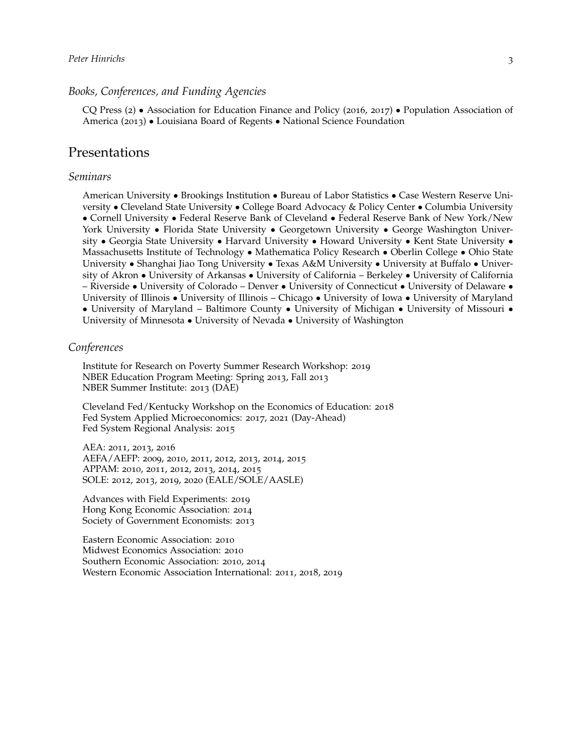### *Books, Conferences, and Funding Agencies*

CQ Press (2) • Association for Education Finance and Policy (2016, 2017) • Population Association of America (2013) • Louisiana Board of Regents • National Science Foundation

## Presentations

### *Seminars*

American University • Brookings Institution • Bureau of Labor Statistics • Case Western Reserve University • Cleveland State University • College Board Advocacy & Policy Center • Columbia University • Cornell University • Federal Reserve Bank of Cleveland • Federal Reserve Bank of New York/New York University • Florida State University • Georgetown University • George Washington University • Georgia State University • Harvard University • Howard University • Kent State University • Massachusetts Institute of Technology • Mathematica Policy Research • Oberlin College • Ohio State University • Shanghai Jiao Tong University • Texas A&M University • University at Buffalo • University of Akron • University of Arkansas • University of California – Berkeley • University of California – Riverside • University of Colorado – Denver • University of Connecticut • University of Delaware • University of Illinois • University of Illinois – Chicago • University of Iowa • University of Maryland • University of Maryland – Baltimore County • University of Michigan • University of Missouri • University of Minnesota • University of Nevada • University of Washington

### *Conferences*

Institute for Research on Poverty Summer Research Workshop: 2019
NBER Education Program Meeting: Spring 2013, Fall 2013
NBER Summer Institute: 2013 (DAE)

Cleveland Fed/Kentucky Workshop on the Economics of Education: 2018
Fed System Applied Microeconomics: 2017, 2021 (Day-Ahead)
Fed System Regional Analysis: 2015

AEA: 2011, 2013, 2016
AEFA/AEFP: 2009, 2010, 2011, 2012, 2013, 2014, 2015
APPAM: 2010, 2011, 2012, 2013, 2014, 2015
SOLE: 2012, 2013, 2019, 2020 (EALE/SOLE/AASLE)

Advances with Field Experiments: 2019
Hong Kong Economic Association: 2014
Society of Government Economists: 2013

Eastern Economic Association: 2010
Midwest Economics Association: 2010
Southern Economic Association: 2010, 2014
Western Economic Association International: 2011, 2018, 2019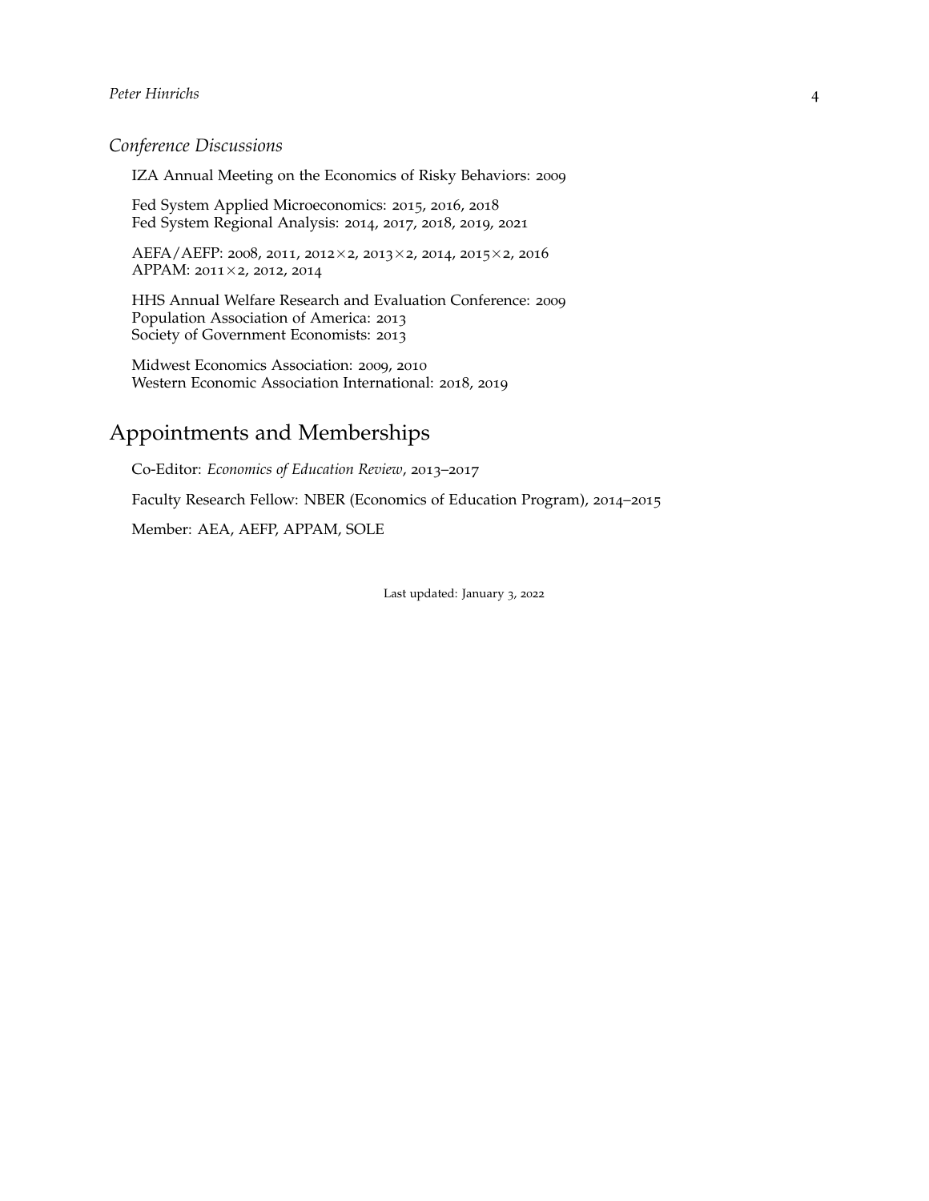### *Conference Discussions*

IZA Annual Meeting on the Economics of Risky Behaviors: 2009

Fed System Applied Microeconomics: 2015, 2016, 2018
Fed System Regional Analysis: 2014, 2017, 2018, 2019, 2021

AEFA/AEFP: 2008, 2011, 2012×2, 2013×2, 2014, 2015×2, 2016
APPAM: 2011×2, 2012, 2014

HHS Annual Welfare Research and Evaluation Conference: 2009
Population Association of America: 2013
Society of Government Economists: 2013

Midwest Economics Association: 2009, 2010
Western Economic Association International: 2018, 2019

## Appointments and Memberships

Co-Editor: *Economics of Education Review*, 2013–2017

Faculty Research Fellow: NBER (Economics of Education Program), 2014–2015

Member: AEA, AEFP, APPAM, SOLE

Last updated: January 3, 2022